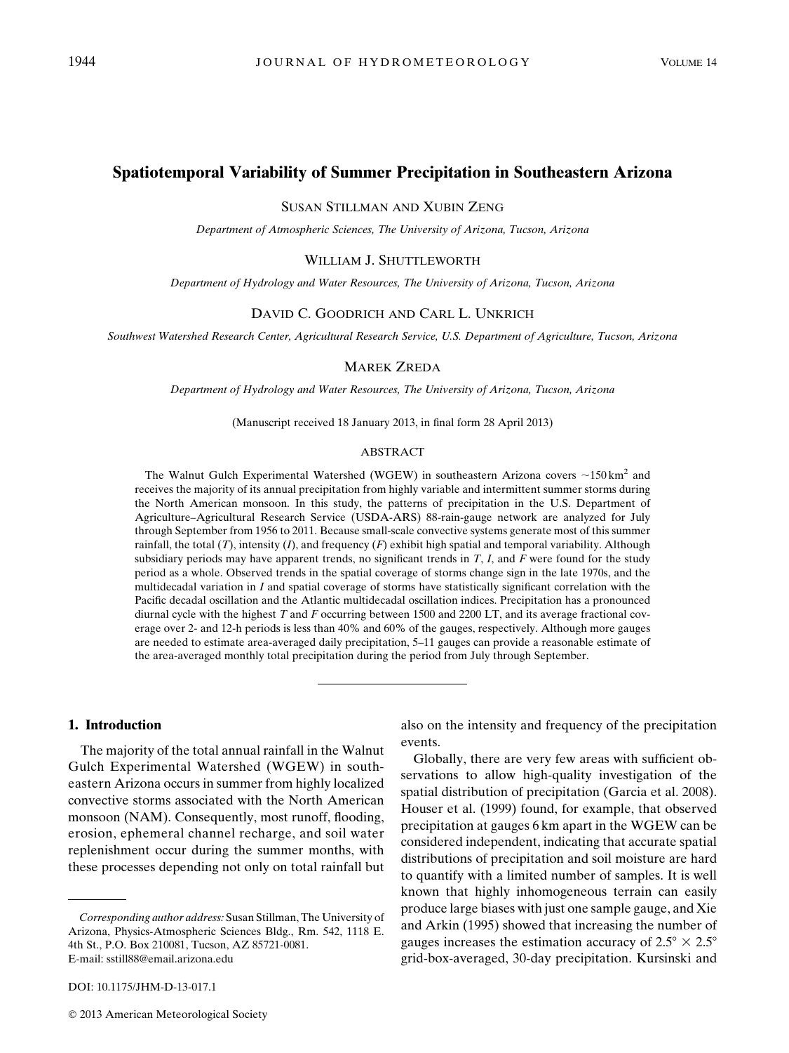# Spatiotemporal Variability of Summer Precipitation in Southeastern Arizona

SUSAN STILLMAN AND XUBIN ZENG

*Department of Atmospheric Sciences, The University of Arizona, Tucson, Arizona*

WILLIAM J. SHUTTLEWORTH

*Department of Hydrology and Water Resources, The University of Arizona, Tucson, Arizona*

DAVID C. GOODRICH AND CARL L. UNKRICH

*Southwest Watershed Research Center, Agricultural Research Service, U.S. Department of Agriculture, Tucson, Arizona*

MAREK ZREDA

*Department of Hydrology and Water Resources, The University of Arizona, Tucson, Arizona*

(Manuscript received 18 January 2013, in final form 28 April 2013)

## ABSTRACT

The Walnut Gulch Experimental Watershed (WGEW) in southeastern Arizona covers ~150 km$^2$ and receives the majority of its annual precipitation from highly variable and intermittent summer storms during the North American monsoon. In this study, the patterns of precipitation in the U.S. Department of Agriculture–Agricultural Research Service (USDA-ARS) 88-rain-gauge network are analyzed for July through September from 1956 to 2011. Because small-scale convective systems generate most of this summer rainfall, the total ($T$), intensity ($I$), and frequency ($F$) exhibit high spatial and temporal variability. Although subsidiary periods may have apparent trends, no significant trends in $T$, $I$, and $F$ were found for the study period as a whole. Observed trends in the spatial coverage of storms change sign in the late 1970s, and the multidecadal variation in $I$ and spatial coverage of storms have statistically significant correlation with the Pacific decadal oscillation and the Atlantic multidecadal oscillation indices. Precipitation has a pronounced diurnal cycle with the highest $T$ and $F$ occurring between 1500 and 2200 LT, and its average fractional coverage over 2- and 12-h periods is less than 40% and 60% of the gauges, respectively. Although more gauges are needed to estimate area-averaged daily precipitation, 5–11 gauges can provide a reasonable estimate of the area-averaged monthly total precipitation during the period from July through September.

## 1. Introduction

The majority of the total annual rainfall in the Walnut Gulch Experimental Watershed (WGEW) in southeastern Arizona occurs in summer from highly localized convective storms associated with the North American monsoon (NAM). Consequently, most runoff, flooding, erosion, ephemeral channel recharge, and soil water replenishment occur during the summer months, with these processes depending not only on total rainfall but also on the intensity and frequency of the precipitation events.

Globally, there are very few areas with sufficient observations to allow high-quality investigation of the spatial distribution of precipitation (Garcia et al. 2008). Houser et al. (1999) found, for example, that observed precipitation at gauges 6 km apart in the WGEW can be considered independent, indicating that accurate spatial distributions of precipitation and soil moisture are hard to quantify with a limited number of samples. It is well known that highly inhomogeneous terrain can easily produce large biases with just one sample gauge, and Xie and Arkin (1995) showed that increasing the number of gauges increases the estimation accuracy of 2.5° × 2.5° grid-box-averaged, 30-day precipitation. Kursinski and

*Corresponding author address:* Susan Stillman, The University of Arizona, Physics-Atmospheric Sciences Bldg., Rm. 542, 1118 E. 4th St., P.O. Box 210081, Tucson, AZ 85721-0081.
E-mail: sstill88@email.arizona.edu

DOI: 10.1175/JHM-D-13-017.1

© 2013 American Meteorological Society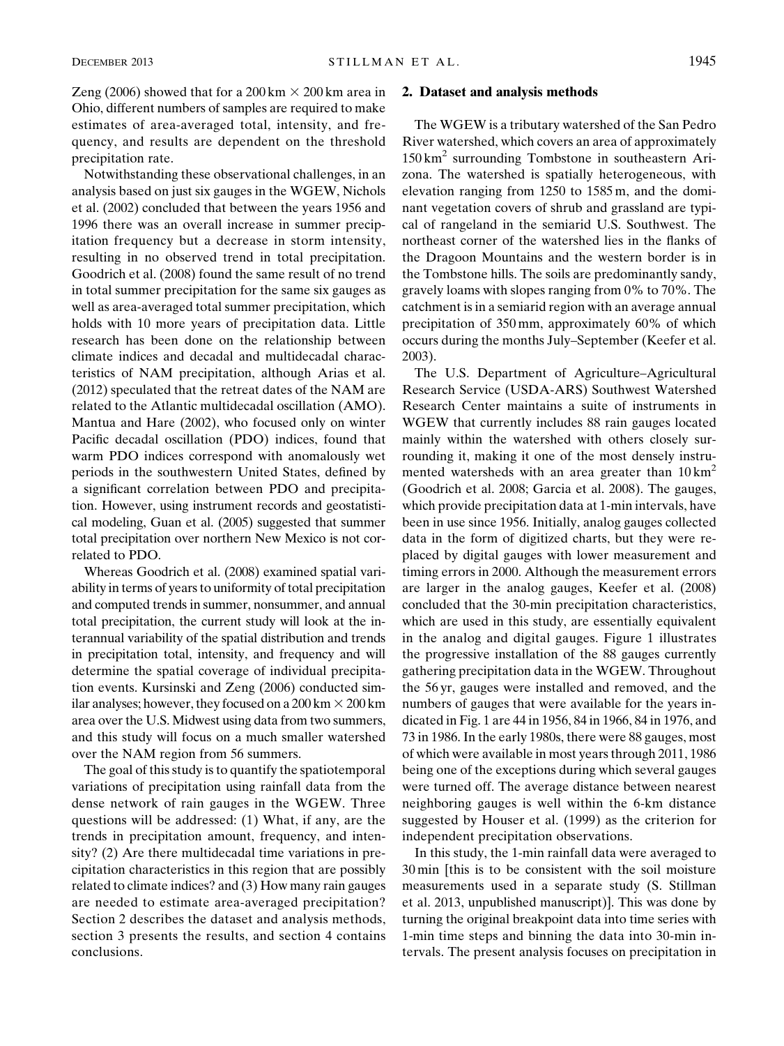Zeng (2006) showed that for a 200 km × 200 km area in Ohio, different numbers of samples are required to make estimates of area-averaged total, intensity, and frequency, and results are dependent on the threshold precipitation rate.

Notwithstanding these observational challenges, in an analysis based on just six gauges in the WGEW, Nichols et al. (2002) concluded that between the years 1956 and 1996 there was an overall increase in summer precipitation frequency but a decrease in storm intensity, resulting in no observed trend in total precipitation. Goodrich et al. (2008) found the same result of no trend in total summer precipitation for the same six gauges as well as area-averaged total summer precipitation, which holds with 10 more years of precipitation data. Little research has been done on the relationship between climate indices and decadal and multidecadal characteristics of NAM precipitation, although Arias et al. (2012) speculated that the retreat dates of the NAM are related to the Atlantic multidecadal oscillation (AMO). Mantua and Hare (2002), who focused only on winter Pacific decadal oscillation (PDO) indices, found that warm PDO indices correspond with anomalously wet periods in the southwestern United States, defined by a significant correlation between PDO and precipitation. However, using instrument records and geostatistical modeling, Guan et al. (2005) suggested that summer total precipitation over northern New Mexico is not correlated to PDO.

Whereas Goodrich et al. (2008) examined spatial variability in terms of years to uniformity of total precipitation and computed trends in summer, nonsummer, and annual total precipitation, the current study will look at the interannual variability of the spatial distribution and trends in precipitation total, intensity, and frequency and will determine the spatial coverage of individual precipitation events. Kursinski and Zeng (2006) conducted similar analyses; however, they focused on a 200 km × 200 km area over the U.S. Midwest using data from two summers, and this study will focus on a much smaller watershed over the NAM region from 56 summers.

The goal of this study is to quantify the spatiotemporal variations of precipitation using rainfall data from the dense network of rain gauges in the WGEW. Three questions will be addressed: (1) What, if any, are the trends in precipitation amount, frequency, and intensity? (2) Are there multidecadal time variations in precipitation characteristics in this region that are possibly related to climate indices? and (3) How many rain gauges are needed to estimate area-averaged precipitation? Section 2 describes the dataset and analysis methods, section 3 presents the results, and section 4 contains conclusions.

## 2. Dataset and analysis methods

The WGEW is a tributary watershed of the San Pedro River watershed, which covers an area of approximately 150 $km^2$ surrounding Tombstone in southeastern Arizona. The watershed is spatially heterogeneous, with elevation ranging from 1250 to 1585 m, and the dominant vegetation covers of shrub and grassland are typical of rangeland in the semiarid U.S. Southwest. The northeast corner of the watershed lies in the flanks of the Dragoon Mountains and the western border is in the Tombstone hills. The soils are predominantly sandy, gravely loams with slopes ranging from 0% to 70%. The catchment is in a semiarid region with an average annual precipitation of 350 mm, approximately 60% of which occurs during the months July–September (Keefer et al. 2003).

The U.S. Department of Agriculture–Agricultural Research Service (USDA-ARS) Southwest Watershed Research Center maintains a suite of instruments in WGEW that currently includes 88 rain gauges located mainly within the watershed with others closely surrounding it, making it one of the most densely instrumented watersheds with an area greater than 10 $km^2$ (Goodrich et al. 2008; Garcia et al. 2008). The gauges, which provide precipitation data at 1-min intervals, have been in use since 1956. Initially, analog gauges collected data in the form of digitized charts, but they were replaced by digital gauges with lower measurement and timing errors in 2000. Although the measurement errors are larger in the analog gauges, Keefer et al. (2008) concluded that the 30-min precipitation characteristics, which are used in this study, are essentially equivalent in the analog and digital gauges. Figure 1 illustrates the progressive installation of the 88 gauges currently gathering precipitation data in the WGEW. Throughout the 56 yr, gauges were installed and removed, and the numbers of gauges that were available for the years indicated in Fig. 1 are 44 in 1956, 84 in 1966, 84 in 1976, and 73 in 1986. In the early 1980s, there were 88 gauges, most of which were available in most years through 2011, 1986 being one of the exceptions during which several gauges were turned off. The average distance between nearest neighboring gauges is well within the 6-km distance suggested by Houser et al. (1999) as the criterion for independent precipitation observations.

In this study, the 1-min rainfall data were averaged to 30 min [this is to be consistent with the soil moisture measurements used in a separate study (S. Stillman et al. 2013, unpublished manuscript)]. This was done by turning the original breakpoint data into time series with 1-min time steps and binning the data into 30-min intervals. The present analysis focuses on precipitation in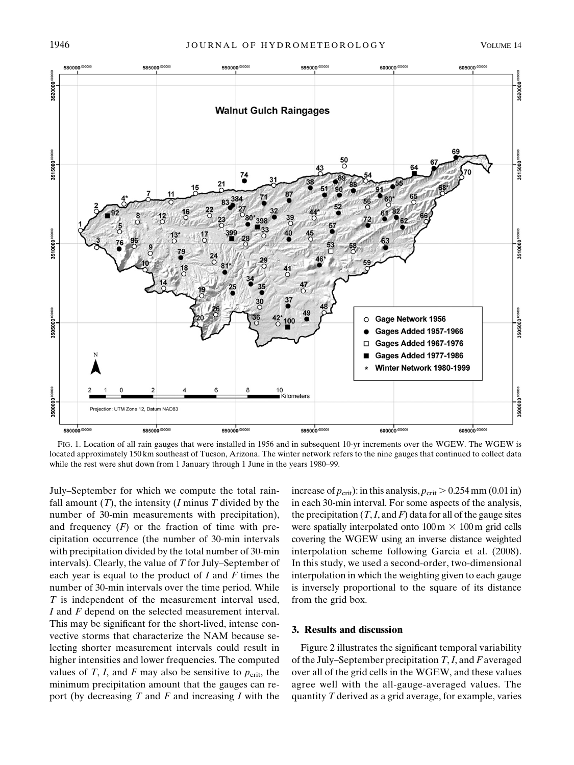FIG. 1. Location of all rain gauges that were installed in 1956 and in subsequent 10-yr increments over the WGEW. The WGEW is located approximately 150 km southeast of Tucson, Arizona. The winter network refers to the nine gauges that continued to collect data while the rest were shut down from 1 January through 1 June in the years 1980–99.

July–September for which we compute the total rainfall amount ($T$), the intensity ($I$ minus $T$ divided by the number of 30-min measurements with precipitation), and frequency ($F$) or the fraction of time with precipitation occurrence (the number of 30-min intervals with precipitation divided by the total number of 30-min intervals). Clearly, the value of $T$ for July–September of each year is equal to the product of $I$ and $F$ times the number of 30-min intervals over the time period. While $T$ is independent of the measurement interval used, $I$ and $F$ depend on the selected measurement interval. This may be significant for the short-lived, intense convective storms that characterize the NAM because selecting shorter measurement intervals could result in higher intensities and lower frequencies. The computed values of $T$, $I$, and $F$ may also be sensitive to $p_{\mathrm{crit}}$, the minimum precipitation amount that the gauges can report (by decreasing $T$ and $F$ and increasing $I$ with the increase of $p_{\mathrm{crit}}$): in this analysis, $p_{\mathrm{crit}} > 0.254$ mm (0.01 in) in each 30-min interval. For some aspects of the analysis, the precipitation ($T$, $I$, and $F$) data for all of the gauge sites were spatially interpolated onto 100 m × 100 m grid cells covering the WGEW using an inverse distance weighted interpolation scheme following Garcia et al. (2008). In this study, we used a second-order, two-dimensional interpolation in which the weighting given to each gauge is inversely proportional to the square of its distance from the grid box.

## 3. Results and discussion

Figure 2 illustrates the significant temporal variability of the July–September precipitation $T$, $I$, and $F$ averaged over all of the grid cells in the WGEW, and these values agree well with the all-gauge-averaged values. The quantity $T$ derived as a grid average, for example, varies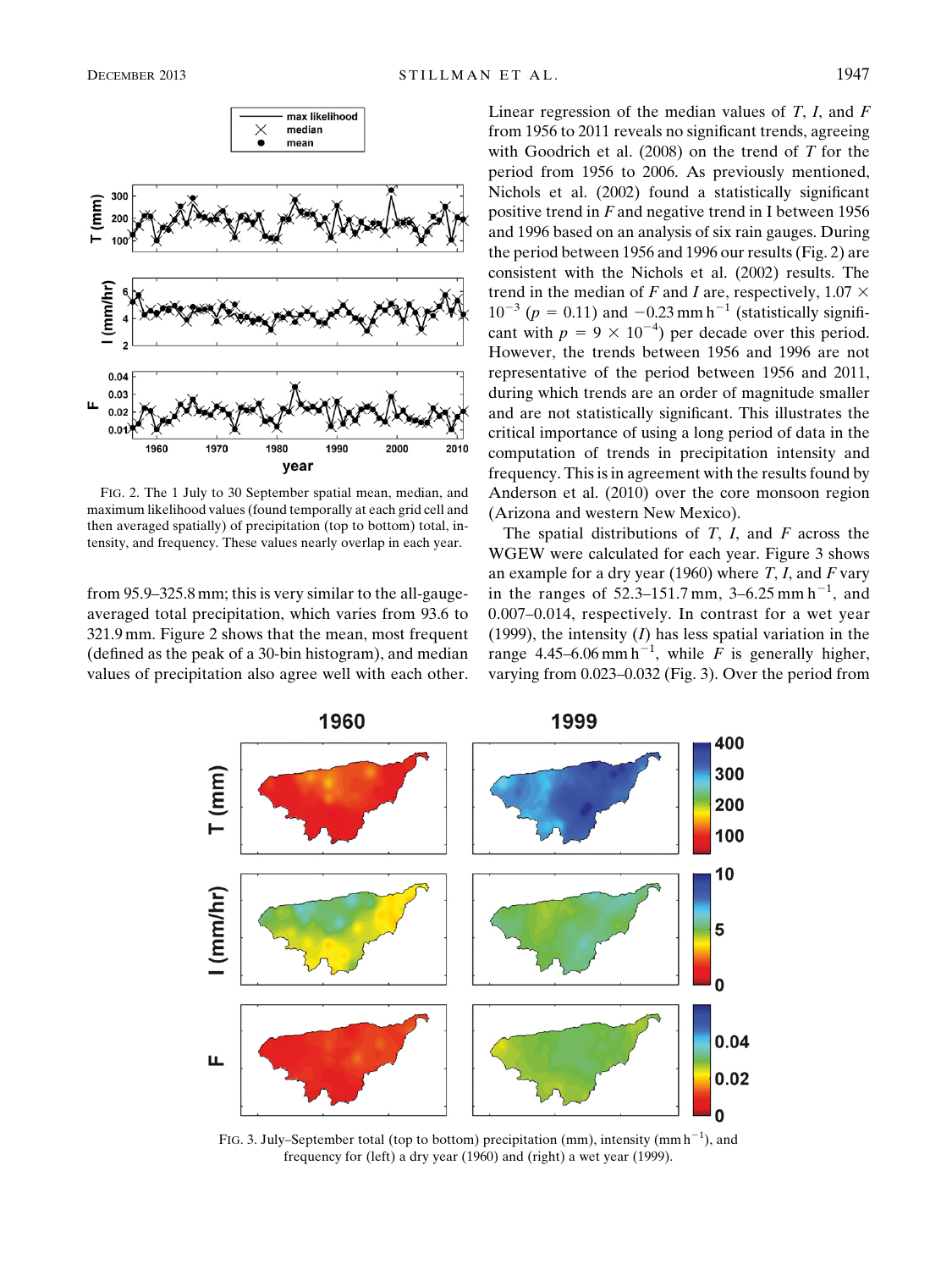FIG. 2. The 1 July to 30 September spatial mean, median, and maximum likelihood values (found temporally at each grid cell and then averaged spatially) of precipitation (top to bottom) total, intensity, and frequency. These values nearly overlap in each year.

from 95.9–325.8 mm; this is very similar to the all-gauge-averaged total precipitation, which varies from 93.6 to 321.9 mm. Figure 2 shows that the mean, most frequent (defined as the peak of a 30-bin histogram), and median values of precipitation also agree well with each other. Linear regression of the median values of $T$, $I$, and $F$ from 1956 to 2011 reveals no significant trends, agreeing with Goodrich et al. (2008) on the trend of $T$ for the period from 1956 to 2006. As previously mentioned, Nichols et al. (2002) found a statistically significant positive trend in $F$ and negative trend in I between 1956 and 1996 based on an analysis of six rain gauges. During the period between 1956 and 1996 our results (Fig. 2) are consistent with the Nichols et al. (2002) results. The trend in the median of $F$ and $I$ are, respectively, $1.07 \times 10^{-3}$ ($p = 0.11$) and $-0.23\ \text{mm}\ \text{h}^{-1}$ (statistically significant with $p = 9 \times 10^{-4}$) per decade over this period. However, the trends between 1956 and 1996 are not representative of the period between 1956 and 2011, during which trends are an order of magnitude smaller and are not statistically significant. This illustrates the critical importance of using a long period of data in the computation of trends in precipitation intensity and frequency. This is in agreement with the results found by Anderson et al. (2010) over the core monsoon region (Arizona and western New Mexico).

The spatial distributions of $T$, $I$, and $F$ across the WGEW were calculated for each year. Figure 3 shows an example for a dry year (1960) where $T$, $I$, and $F$ vary in the ranges of 52.3–151.7 mm, 3–6.25 mm $\text{h}^{-1}$, and 0.007–0.014, respectively. In contrast for a wet year (1999), the intensity ($I$) has less spatial variation in the range 4.45–6.06 mm $\text{h}^{-1}$, while $F$ is generally higher, varying from 0.023–0.032 (Fig. 3). Over the period from

FIG. 3. July–September total (top to bottom) precipitation (mm), intensity (mm $\text{h}^{-1}$), and frequency for (left) a dry year (1960) and (right) a wet year (1999).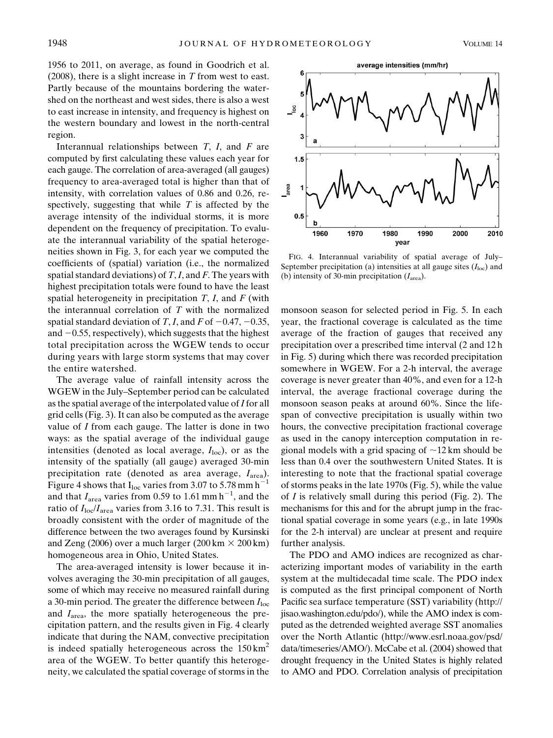1956 to 2011, on average, as found in Goodrich et al. (2008), there is a slight increase in $T$ from west to east. Partly because of the mountains bordering the watershed on the northeast and west sides, there is also a west to east increase in intensity, and frequency is highest on the western boundary and lowest in the north-central region.

Interannual relationships between $T$, $I$, and $F$ are computed by first calculating these values each year for each gauge. The correlation of area-averaged (all gauges) frequency to area-averaged total is higher than that of intensity, with correlation values of 0.86 and 0.26, respectively, suggesting that while $T$ is affected by the average intensity of the individual storms, it is more dependent on the frequency of precipitation. To evaluate the interannual variability of the spatial heterogeneities shown in Fig. 3, for each year we computed the coefficients of (spatial) variation (i.e., the normalized spatial standard deviations) of $T$, $I$, and $F$. The years with highest precipitation totals were found to have the least spatial heterogeneity in precipitation $T$, $I$, and $F$ (with the interannual correlation of $T$ with the normalized spatial standard deviation of $T$, $I$, and $F$ of $-0.47$, $-0.35$, and $-0.55$, respectively), which suggests that the highest total precipitation across the WGEW tends to occur during years with large storm systems that may cover the entire watershed.

The average value of rainfall intensity across the WGEW in the July–September period can be calculated as the spatial average of the interpolated value of $I$ for all grid cells (Fig. 3). It can also be computed as the average value of $I$ from each gauge. The latter is done in two ways: as the spatial average of the individual gauge intensities (denoted as local average, $I_{loc}$), or as the intensity of the spatially (all gauge) averaged 30-min precipitation rate (denoted as area average, $I_{area}$). Figure 4 shows that $I_{loc}$ varies from 3.07 to 5.78 mm h$^{-1}$ and that $I_{area}$ varies from 0.59 to 1.61 mm h$^{-1}$, and the ratio of $I_{loc}/I_{area}$ varies from 3.16 to 7.31. This result is broadly consistent with the order of magnitude of the difference between the two averages found by Kursinski and Zeng (2006) over a much larger (200 km × 200 km) homogeneous area in Ohio, United States.

The area-averaged intensity is lower because it involves averaging the 30-min precipitation of all gauges, some of which may receive no measured rainfall during a 30-min period. The greater the difference between $I_{loc}$ and $I_{area}$, the more spatially heterogeneous the precipitation pattern, and the results given in Fig. 4 clearly indicate that during the NAM, convective precipitation is indeed spatially heterogeneous across the 150 km$^2$ area of the WGEW. To better quantify this heterogeneity, we calculated the spatial coverage of storms in the monsoon season for selected period in Fig. 5. In each year, the fractional coverage is calculated as the time average of the fraction of gauges that received any precipitation over a prescribed time interval (2 and 12 h in Fig. 5) during which there was recorded precipitation somewhere in WGEW. For a 2-h interval, the average coverage is never greater than 40%, and even for a 12-h interval, the average fractional coverage during the monsoon season peaks at around 60%. Since the lifespan of convective precipitation is usually within two hours, the convective precipitation fractional coverage as used in the canopy interception computation in regional models with a grid spacing of ~12 km should be less than 0.4 over the southwestern United States. It is interesting to note that the fractional spatial coverage of storms peaks in the late 1970s (Fig. 5), while the value of $I$ is relatively small during this period (Fig. 2). The mechanisms for this and for the abrupt jump in the fractional spatial coverage in some years (e.g., in late 1990s for the 2-h interval) are unclear at present and require further analysis.

FIG. 4. Interannual variability of spatial average of July–September precipitation (a) intensities at all gauge sites ($I_{loc}$) and (b) intensity of 30-min precipitation ($I_{area}$).

The PDO and AMO indices are recognized as characterizing important modes of variability in the earth system at the multidecadal time scale. The PDO index is computed as the first principal component of North Pacific sea surface temperature (SST) variability (http://jisao.washington.edu/pdo/), while the AMO index is computed as the detrended weighted average SST anomalies over the North Atlantic (http://www.esrl.noaa.gov/psd/data/timeseries/AMO/). McCabe et al. (2004) showed that drought frequency in the United States is highly related to AMO and PDO. Correlation analysis of precipitation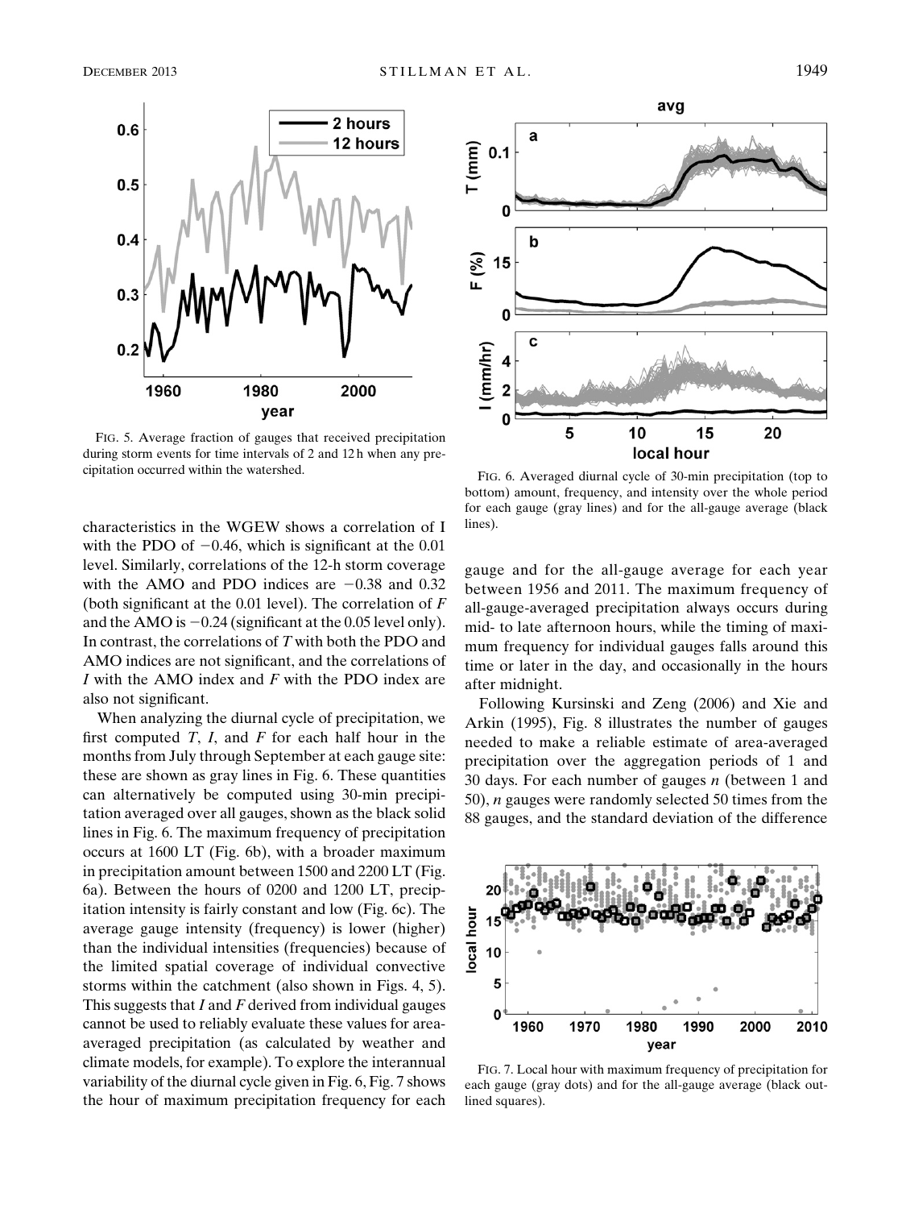FIG. 5. Average fraction of gauges that received precipitation during storm events for time intervals of 2 and 12 h when any precipitation occurred within the watershed.

FIG. 6. Averaged diurnal cycle of 30-min precipitation (top to bottom) amount, frequency, and intensity over the whole period for each gauge (gray lines) and for the all-gauge average (black lines).

characteristics in the WGEW shows a correlation of I with the PDO of −0.46, which is significant at the 0.01 level. Similarly, correlations of the 12-h storm coverage with the AMO and PDO indices are −0.38 and 0.32 (both significant at the 0.01 level). The correlation of *F* and the AMO is −0.24 (significant at the 0.05 level only). In contrast, the correlations of *T* with both the PDO and AMO indices are not significant, and the correlations of *I* with the AMO index and *F* with the PDO index are also not significant.

When analyzing the diurnal cycle of precipitation, we first computed *T*, *I*, and *F* for each half hour in the months from July through September at each gauge site: these are shown as gray lines in Fig. 6. These quantities can alternatively be computed using 30-min precipitation averaged over all gauges, shown as the black solid lines in Fig. 6. The maximum frequency of precipitation occurs at 1600 LT (Fig. 6b), with a broader maximum in precipitation amount between 1500 and 2200 LT (Fig. 6a). Between the hours of 0200 and 1200 LT, precipitation intensity is fairly constant and low (Fig. 6c). The average gauge intensity (frequency) is lower (higher) than the individual intensities (frequencies) because of the limited spatial coverage of individual convective storms within the catchment (also shown in Figs. 4, 5). This suggests that *I* and *F* derived from individual gauges cannot be used to reliably evaluate these values for area-averaged precipitation (as calculated by weather and climate models, for example). To explore the interannual variability of the diurnal cycle given in Fig. 6, Fig. 7 shows the hour of maximum precipitation frequency for each gauge and for the all-gauge average for each year between 1956 and 2011. The maximum frequency of all-gauge-averaged precipitation always occurs during mid- to late afternoon hours, while the timing of maximum frequency for individual gauges falls around this time or later in the day, and occasionally in the hours after midnight.

Following Kursinski and Zeng (2006) and Xie and Arkin (1995), Fig. 8 illustrates the number of gauges needed to make a reliable estimate of area-averaged precipitation over the aggregation periods of 1 and 30 days. For each number of gauges *n* (between 1 and 50), *n* gauges were randomly selected 50 times from the 88 gauges, and the standard deviation of the difference

FIG. 7. Local hour with maximum frequency of precipitation for each gauge (gray dots) and for the all-gauge average (black outlined squares).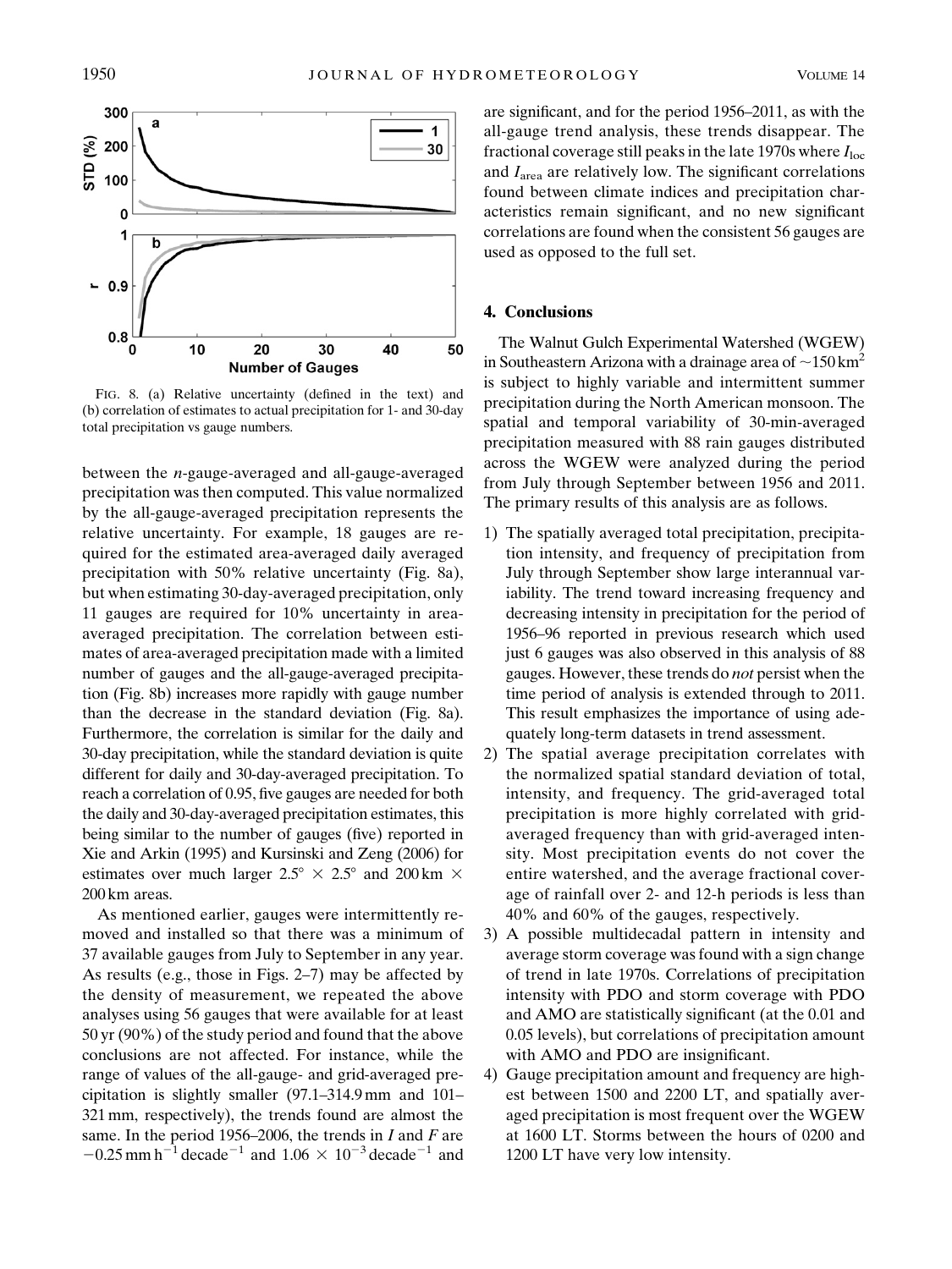FIG. 8. (a) Relative uncertainty (defined in the text) and (b) correlation of estimates to actual precipitation for 1- and 30-day total precipitation vs gauge numbers.

between the $n$-gauge-averaged and all-gauge-averaged precipitation was then computed. This value normalized by the all-gauge-averaged precipitation represents the relative uncertainty. For example, 18 gauges are required for the estimated area-averaged daily averaged precipitation with 50% relative uncertainty (Fig. 8a), but when estimating 30-day-averaged precipitation, only 11 gauges are required for 10% uncertainty in area-averaged precipitation. The correlation between estimates of area-averaged precipitation made with a limited number of gauges and the all-gauge-averaged precipitation (Fig. 8b) increases more rapidly with gauge number than the decrease in the standard deviation (Fig. 8a). Furthermore, the correlation is similar for the daily and 30-day precipitation, while the standard deviation is quite different for daily and 30-day-averaged precipitation. To reach a correlation of 0.95, five gauges are needed for both the daily and 30-day-averaged precipitation estimates, this being similar to the number of gauges (five) reported in Xie and Arkin (1995) and Kursinski and Zeng (2006) for estimates over much larger $2.5° \times 2.5°$ and $200\,\mathrm{km} \times 200\,\mathrm{km}$ areas.

As mentioned earlier, gauges were intermittently removed and installed so that there was a minimum of 37 available gauges from July to September in any year. As results (e.g., those in Figs. 2–7) may be affected by the density of measurement, we repeated the above analyses using 56 gauges that were available for at least 50 yr (90%) of the study period and found that the above conclusions are not affected. For instance, while the range of values of the all-gauge- and grid-averaged precipitation is slightly smaller (97.1–314.9 mm and 101–321 mm, respectively), the trends found are almost the same. In the period 1956–2006, the trends in $I$ and $F$ are $-0.25\,\mathrm{mm\,h^{-1}\,decade^{-1}}$ and $1.06 \times 10^{-3}\,\mathrm{decade^{-1}}$ and are significant, and for the period 1956–2011, as with the all-gauge trend analysis, these trends disappear. The fractional coverage still peaks in the late 1970s where $I_{\mathrm{loc}}$ and $I_{\mathrm{area}}$ are relatively low. The significant correlations found between climate indices and precipitation characteristics remain significant, and no new significant correlations are found when the consistent 56 gauges are used as opposed to the full set.

## 4. Conclusions

The Walnut Gulch Experimental Watershed (WGEW) in Southeastern Arizona with a drainage area of $\sim 150\,\mathrm{km}^2$ is subject to highly variable and intermittent summer precipitation during the North American monsoon. The spatial and temporal variability of 30-min-averaged precipitation measured with 88 rain gauges distributed across the WGEW were analyzed during the period from July through September between 1956 and 2011. The primary results of this analysis are as follows.

1) The spatially averaged total precipitation, precipitation intensity, and frequency of precipitation from July through September show large interannual variability. The trend toward increasing frequency and decreasing intensity in precipitation for the period of 1956–96 reported in previous research which used just 6 gauges was also observed in this analysis of 88 gauges. However, these trends do *not* persist when the time period of analysis is extended through to 2011. This result emphasizes the importance of using adequately long-term datasets in trend assessment.
2) The spatial average precipitation correlates with the normalized spatial standard deviation of total, intensity, and frequency. The grid-averaged total precipitation is more highly correlated with grid-averaged frequency than with grid-averaged intensity. Most precipitation events do not cover the entire watershed, and the average fractional coverage of rainfall over 2- and 12-h periods is less than 40% and 60% of the gauges, respectively.
3) A possible multidecadal pattern in intensity and average storm coverage was found with a sign change of trend in late 1970s. Correlations of precipitation intensity with PDO and storm coverage with PDO and AMO are statistically significant (at the 0.01 and 0.05 levels), but correlations of precipitation amount with AMO and PDO are insignificant.
4) Gauge precipitation amount and frequency are highest between 1500 and 2200 LT, and spatially averaged precipitation is most frequent over the WGEW at 1600 LT. Storms between the hours of 0200 and 1200 LT have very low intensity.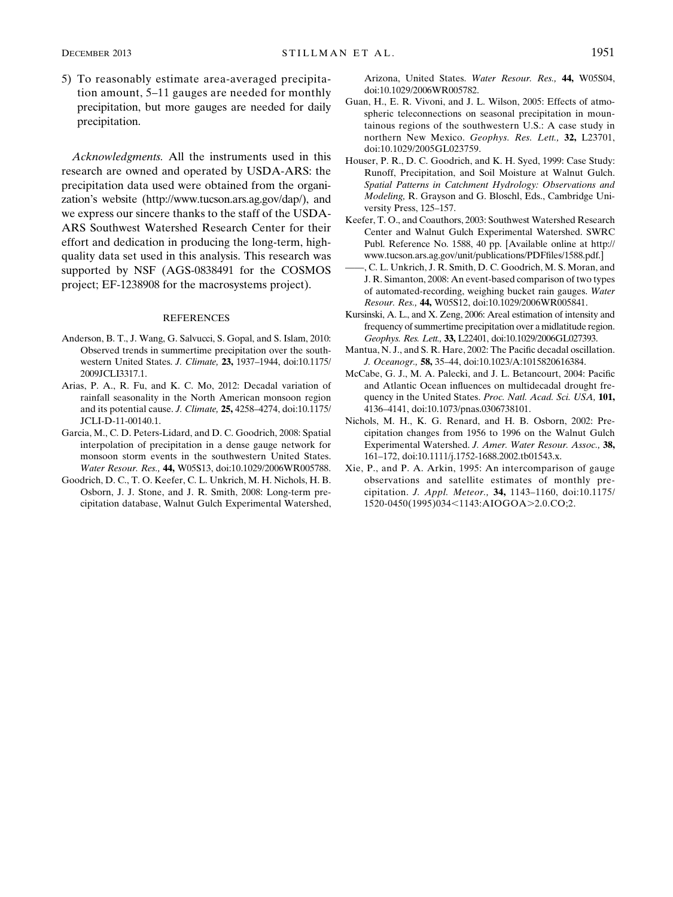5) To reasonably estimate area-averaged precipitation amount, 5–11 gauges are needed for monthly precipitation, but more gauges are needed for daily precipitation.

*Acknowledgments.* All the instruments used in this research are owned and operated by USDA-ARS: the precipitation data used were obtained from the organization's website (http://www.tucson.ars.ag.gov/dap/), and we express our sincere thanks to the staff of the USDA-ARS Southwest Watershed Research Center for their effort and dedication in producing the long-term, high-quality data set used in this analysis. This research was supported by NSF (AGS-0838491 for the COSMOS project; EF-1238908 for the macrosystems project).

## REFERENCES

Anderson, B. T., J. Wang, G. Salvucci, S. Gopal, and S. Islam, 2010: Observed trends in summertime precipitation over the southwestern United States. *J. Climate,* **23,** 1937–1944, doi:10.1175/2009JCLI3317.1.

Arias, P. A., R. Fu, and K. C. Mo, 2012: Decadal variation of rainfall seasonality in the North American monsoon region and its potential cause. *J. Climate,* **25,** 4258–4274, doi:10.1175/JCLI-D-11-00140.1.

Garcia, M., C. D. Peters-Lidard, and D. C. Goodrich, 2008: Spatial interpolation of precipitation in a dense gauge network for monsoon storm events in the southwestern United States. *Water Resour. Res.,* **44,** W05S13, doi:10.1029/2006WR005788.

Goodrich, D. C., T. O. Keefer, C. L. Unkrich, M. H. Nichols, H. B. Osborn, J. J. Stone, and J. R. Smith, 2008: Long-term precipitation database, Walnut Gulch Experimental Watershed, Arizona, United States. *Water Resour. Res.,* **44,** W05S04, doi:10.1029/2006WR005782.

Guan, H., E. R. Vivoni, and J. L. Wilson, 2005: Effects of atmospheric teleconnections on seasonal precipitation in mountainous regions of the southwestern U.S.: A case study in northern New Mexico. *Geophys. Res. Lett.,* **32,** L23701, doi:10.1029/2005GL023759.

Houser, P. R., D. C. Goodrich, and K. H. Syed, 1999: Case Study: Runoff, Precipitation, and Soil Moisture at Walnut Gulch. *Spatial Patterns in Catchment Hydrology: Observations and Modeling,* R. Grayson and G. Bloschl, Eds., Cambridge University Press, 125–157.

Keefer, T. O., and Coauthors, 2003: Southwest Watershed Research Center and Walnut Gulch Experimental Watershed. SWRC Publ. Reference No. 1588, 40 pp. [Available online at http://www.tucson.ars.ag.gov/unit/publications/PDFfiles/1588.pdf.]

——, C. L. Unkrich, J. R. Smith, D. C. Goodrich, M. S. Moran, and J. R. Simanton, 2008: An event-based comparison of two types of automated-recording, weighing bucket rain gauges. *Water Resour. Res.,* **44,** W05S12, doi:10.1029/2006WR005841.

Kursinski, A. L., and X. Zeng, 2006: Areal estimation of intensity and frequency of summertime precipitation over a midlatitude region. *Geophys. Res. Lett.,* **33,** L22401, doi:10.1029/2006GL027393.

Mantua, N. J., and S. R. Hare, 2002: The Pacific decadal oscillation. *J. Oceanogr.,* **58,** 35–44, doi:10.1023/A:1015820616384.

McCabe, G. J., M. A. Palecki, and J. L. Betancourt, 2004: Pacific and Atlantic Ocean influences on multidecadal drought frequency in the United States. *Proc. Natl. Acad. Sci. USA,* **101,** 4136–4141, doi:10.1073/pnas.0306738101.

Nichols, M. H., K. G. Renard, and H. B. Osborn, 2002: Precipitation changes from 1956 to 1996 on the Walnut Gulch Experimental Watershed. *J. Amer. Water Resour. Assoc.,* **38,** 161–172, doi:10.1111/j.1752-1688.2002.tb01543.x.

Xie, P., and P. A. Arkin, 1995: An intercomparison of gauge observations and satellite estimates of monthly precipitation. *J. Appl. Meteor.,* **34,** 1143–1160, doi:10.1175/1520-0450(1995)034<1143:AIOGOA>2.0.CO;2.